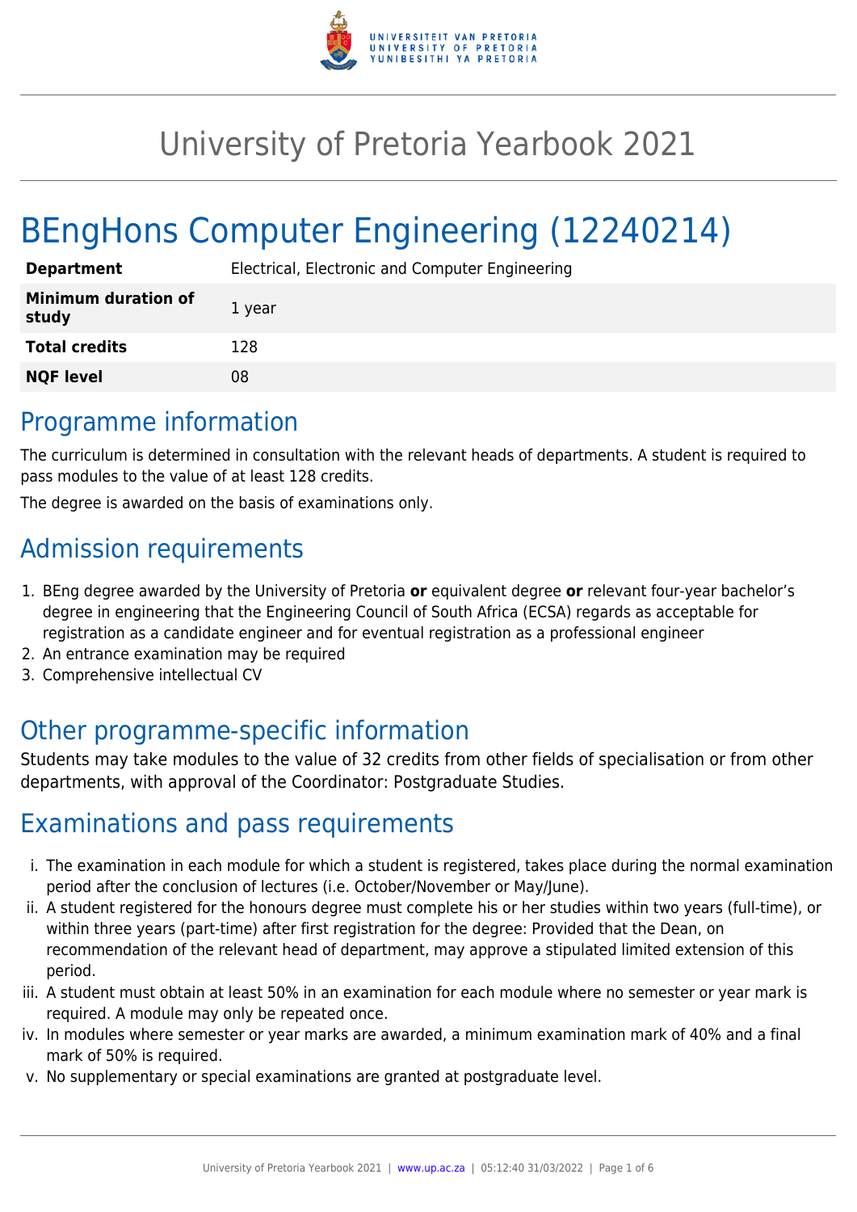# University of Pretoria Yearbook 2021

# BEngHons Computer Engineering (12240214)

| | |
|---|---|
| **Department** | Electrical, Electronic and Computer Engineering |
| **Minimum duration of study** | 1 year |
| **Total credits** | 128 |
| **NQF level** | 08 |

## Programme information

The curriculum is determined in consultation with the relevant heads of departments. A student is required to pass modules to the value of at least 128 credits.

The degree is awarded on the basis of examinations only.

## Admission requirements

1. BEng degree awarded by the University of Pretoria **or** equivalent degree **or** relevant four-year bachelor's degree in engineering that the Engineering Council of South Africa (ECSA) regards as acceptable for registration as a candidate engineer and for eventual registration as a professional engineer
2. An entrance examination may be required
3. Comprehensive intellectual CV

## Other programme-specific information

Students may take modules to the value of 32 credits from other fields of specialisation or from other departments, with approval of the Coordinator: Postgraduate Studies.

## Examinations and pass requirements

i. The examination in each module for which a student is registered, takes place during the normal examination period after the conclusion of lectures (i.e. October/November or May/June).
ii. A student registered for the honours degree must complete his or her studies within two years (full-time), or within three years (part-time) after first registration for the degree: Provided that the Dean, on recommendation of the relevant head of department, may approve a stipulated limited extension of this period.
iii. A student must obtain at least 50% in an examination for each module where no semester or year mark is required. A module may only be repeated once.
iv. In modules where semester or year marks are awarded, a minimum examination mark of 40% and a final mark of 50% is required.
v. No supplementary or special examinations are granted at postgraduate level.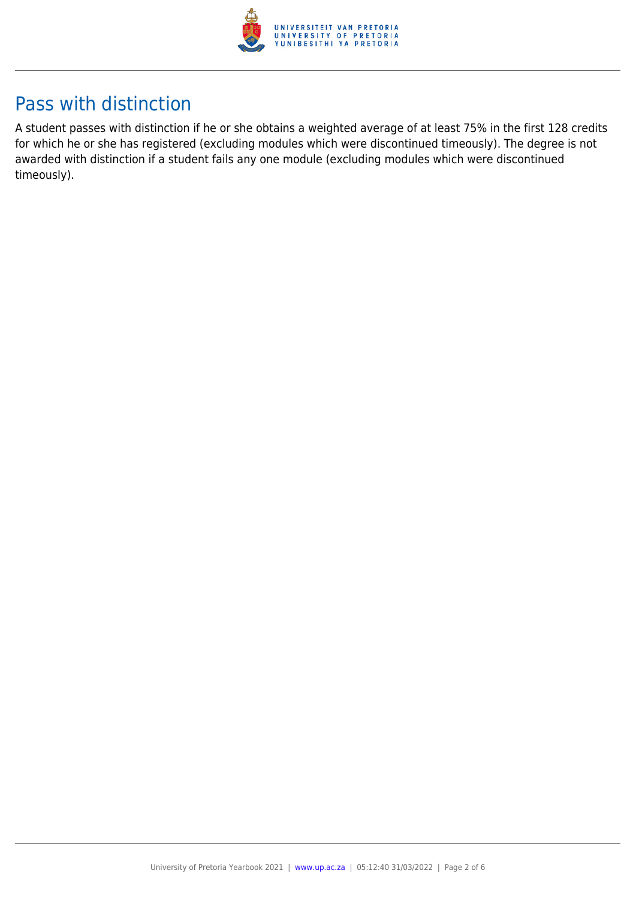## Pass with distinction

A student passes with distinction if he or she obtains a weighted average of at least 75% in the first 128 credits for which he or she has registered (excluding modules which were discontinued timeously). The degree is not awarded with distinction if a student fails any one module (excluding modules which were discontinued timeously).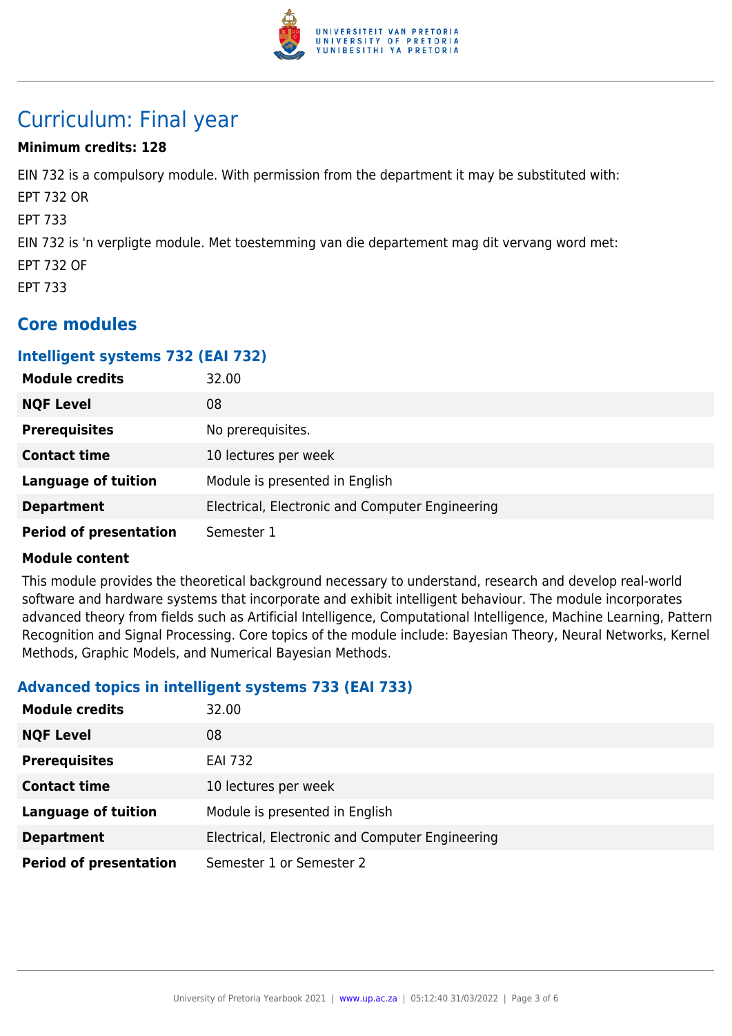# Curriculum: Final year

**Minimum credits: 128**

EIN 732 is a compulsory module. With permission from the department it may be substituted with:

EPT 732 OR

EPT 733

EIN 732 is 'n verpligte module. Met toestemming van die departement mag dit vervang word met:

EPT 732 OF

EPT 733

## Core modules

### Intelligent systems 732 (EAI 732)

| | |
|---|---|
| **Module credits** | 32.00 |
| **NQF Level** | 08 |
| **Prerequisites** | No prerequisites. |
| **Contact time** | 10 lectures per week |
| **Language of tuition** | Module is presented in English |
| **Department** | Electrical, Electronic and Computer Engineering |
| **Period of presentation** | Semester 1 |

**Module content**

This module provides the theoretical background necessary to understand, research and develop real-world software and hardware systems that incorporate and exhibit intelligent behaviour. The module incorporates advanced theory from fields such as Artificial Intelligence, Computational Intelligence, Machine Learning, Pattern Recognition and Signal Processing. Core topics of the module include: Bayesian Theory, Neural Networks, Kernel Methods, Graphic Models, and Numerical Bayesian Methods.

### Advanced topics in intelligent systems 733 (EAI 733)

| | |
|---|---|
| **Module credits** | 32.00 |
| **NQF Level** | 08 |
| **Prerequisites** | EAI 732 |
| **Contact time** | 10 lectures per week |
| **Language of tuition** | Module is presented in English |
| **Department** | Electrical, Electronic and Computer Engineering |
| **Period of presentation** | Semester 1 or Semester 2 |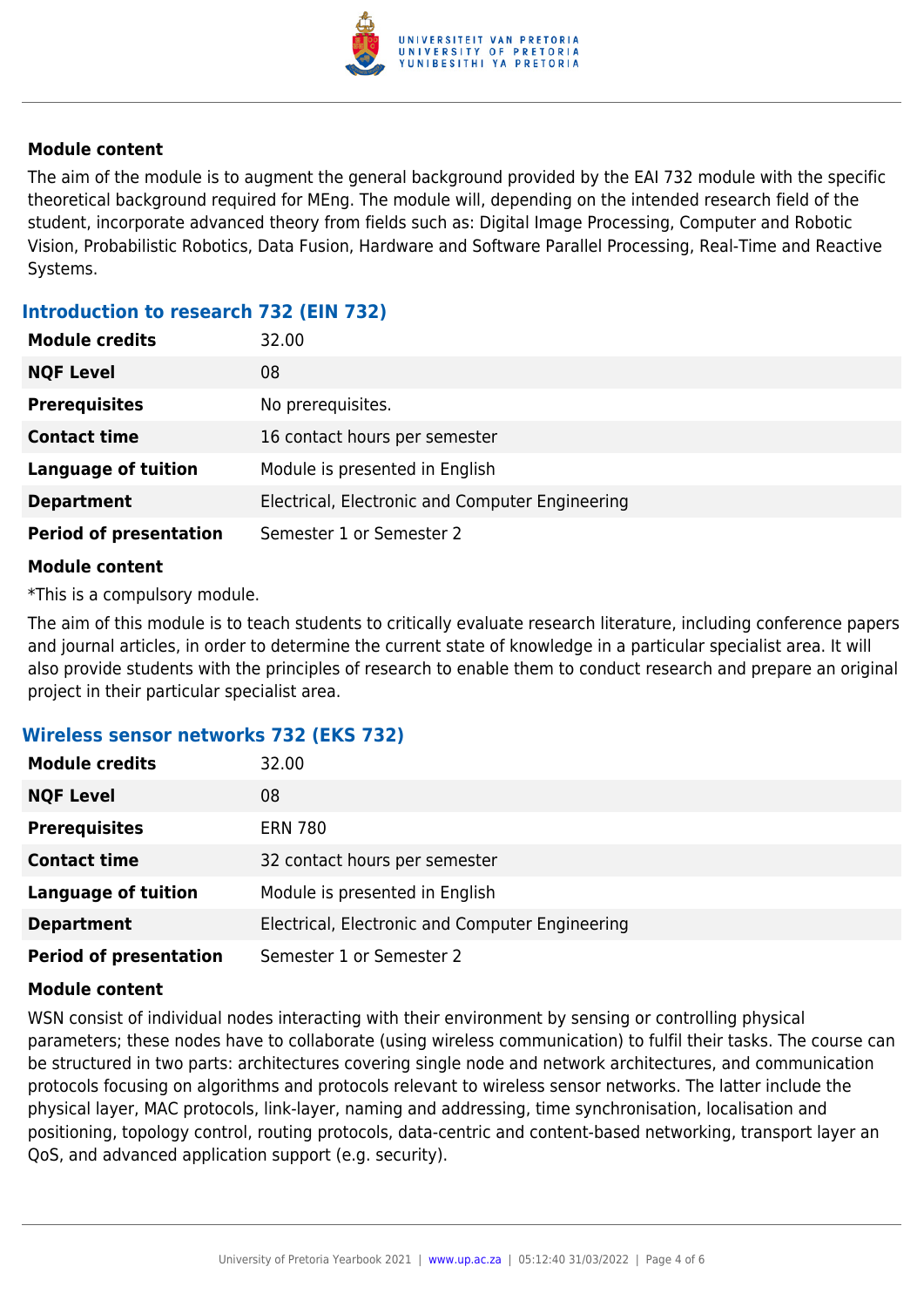**Module content**

The aim of the module is to augment the general background provided by the EAI 732 module with the specific theoretical background required for MEng. The module will, depending on the intended research field of the student, incorporate advanced theory from fields such as: Digital Image Processing, Computer and Robotic Vision, Probabilistic Robotics, Data Fusion, Hardware and Software Parallel Processing, Real-Time and Reactive Systems.

### Introduction to research 732 (EIN 732)

| | |
|---|---|
| **Module credits** | 32.00 |
| **NQF Level** | 08 |
| **Prerequisites** | No prerequisites. |
| **Contact time** | 16 contact hours per semester |
| **Language of tuition** | Module is presented in English |
| **Department** | Electrical, Electronic and Computer Engineering |
| **Period of presentation** | Semester 1 or Semester 2 |

**Module content**

*This is a compulsory module.

The aim of this module is to teach students to critically evaluate research literature, including conference papers and journal articles, in order to determine the current state of knowledge in a particular specialist area. It will also provide students with the principles of research to enable them to conduct research and prepare an original project in their particular specialist area.

### Wireless sensor networks 732 (EKS 732)

| | |
|---|---|
| **Module credits** | 32.00 |
| **NQF Level** | 08 |
| **Prerequisites** | ERN 780 |
| **Contact time** | 32 contact hours per semester |
| **Language of tuition** | Module is presented in English |
| **Department** | Electrical, Electronic and Computer Engineering |
| **Period of presentation** | Semester 1 or Semester 2 |

**Module content**

WSN consist of individual nodes interacting with their environment by sensing or controlling physical parameters; these nodes have to collaborate (using wireless communication) to fulfil their tasks. The course can be structured in two parts: architectures covering single node and network architectures, and communication protocols focusing on algorithms and protocols relevant to wireless sensor networks. The latter include the physical layer, MAC protocols, link-layer, naming and addressing, time synchronisation, localisation and positioning, topology control, routing protocols, data-centric and content-based networking, transport layer an QoS, and advanced application support (e.g. security).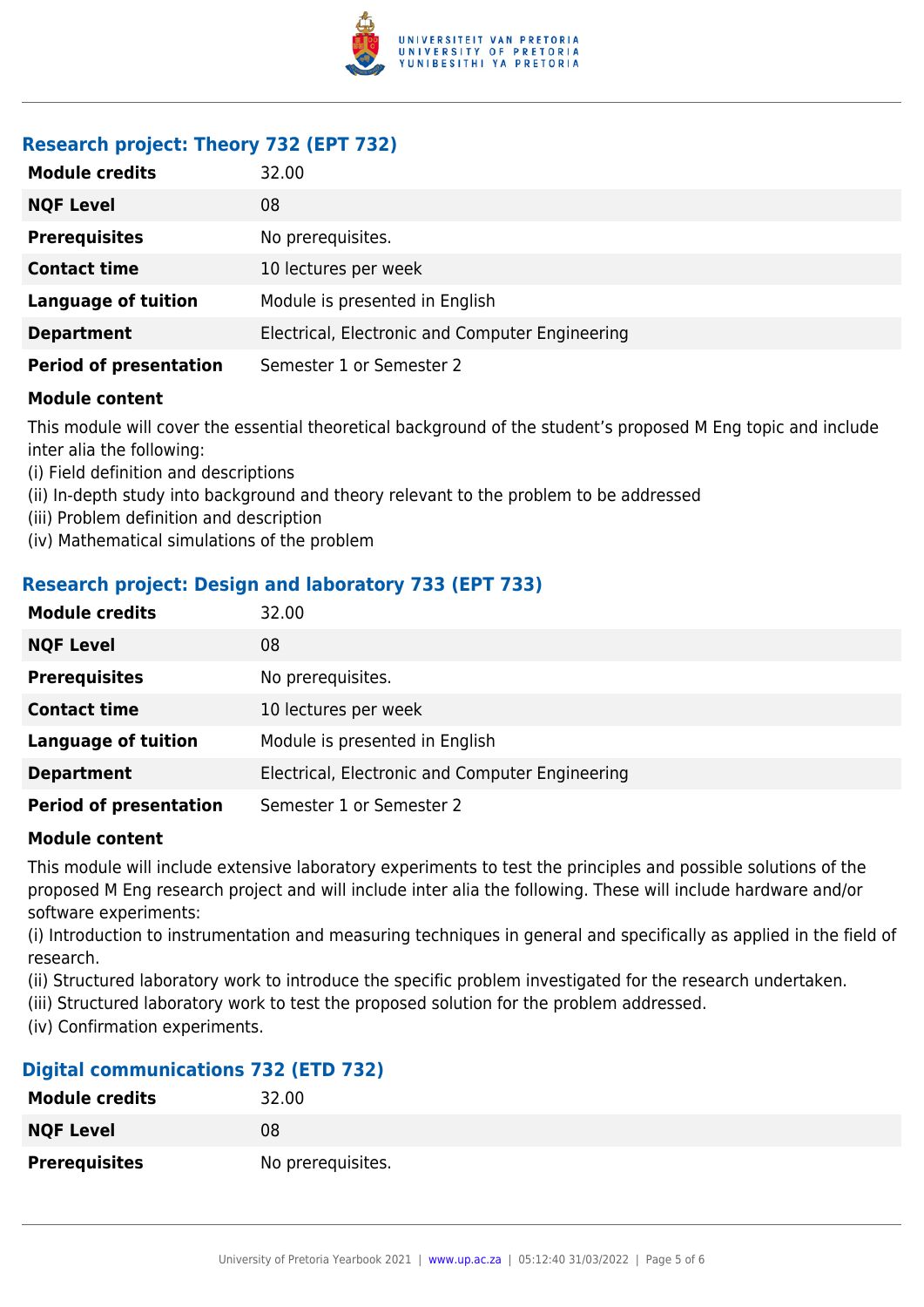### Research project: Theory 732 (EPT 732)

| | |
|---|---|
| **Module credits** | 32.00 |
| **NQF Level** | 08 |
| **Prerequisites** | No prerequisites. |
| **Contact time** | 10 lectures per week |
| **Language of tuition** | Module is presented in English |
| **Department** | Electrical, Electronic and Computer Engineering |
| **Period of presentation** | Semester 1 or Semester 2 |

**Module content**

This module will cover the essential theoretical background of the student's proposed M Eng topic and include inter alia the following:
(i) Field definition and descriptions
(ii) In-depth study into background and theory relevant to the problem to be addressed
(iii) Problem definition and description
(iv) Mathematical simulations of the problem

### Research project: Design and laboratory 733 (EPT 733)

| | |
|---|---|
| **Module credits** | 32.00 |
| **NQF Level** | 08 |
| **Prerequisites** | No prerequisites. |
| **Contact time** | 10 lectures per week |
| **Language of tuition** | Module is presented in English |
| **Department** | Electrical, Electronic and Computer Engineering |
| **Period of presentation** | Semester 1 or Semester 2 |

**Module content**

This module will include extensive laboratory experiments to test the principles and possible solutions of the proposed M Eng research project and will include inter alia the following. These will include hardware and/or software experiments:
(i) Introduction to instrumentation and measuring techniques in general and specifically as applied in the field of research.
(ii) Structured laboratory work to introduce the specific problem investigated for the research undertaken.
(iii) Structured laboratory work to test the proposed solution for the problem addressed.
(iv) Confirmation experiments.

### Digital communications 732 (ETD 732)

| | |
|---|---|
| **Module credits** | 32.00 |
| **NQF Level** | 08 |
| **Prerequisites** | No prerequisites. |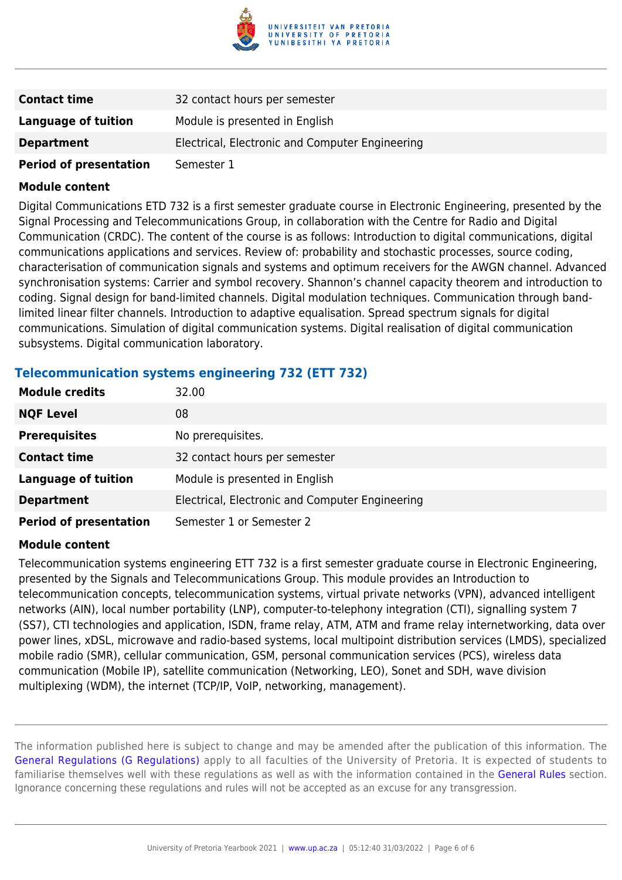| | |
|---|---|
| **Contact time** | 32 contact hours per semester |
| **Language of tuition** | Module is presented in English |
| **Department** | Electrical, Electronic and Computer Engineering |
| **Period of presentation** | Semester 1 |

**Module content**

Digital Communications ETD 732 is a first semester graduate course in Electronic Engineering, presented by the Signal Processing and Telecommunications Group, in collaboration with the Centre for Radio and Digital Communication (CRDC). The content of the course is as follows: Introduction to digital communications, digital communications applications and services. Review of: probability and stochastic processes, source coding, characterisation of communication signals and systems and optimum receivers for the AWGN channel. Advanced synchronisation systems: Carrier and symbol recovery. Shannon's channel capacity theorem and introduction to coding. Signal design for band-limited channels. Digital modulation techniques. Communication through band-limited linear filter channels. Introduction to adaptive equalisation. Spread spectrum signals for digital communications. Simulation of digital communication systems. Digital realisation of digital communication subsystems. Digital communication laboratory.

### Telecommunication systems engineering 732 (ETT 732)

| | |
|---|---|
| **Module credits** | 32.00 |
| **NQF Level** | 08 |
| **Prerequisites** | No prerequisites. |
| **Contact time** | 32 contact hours per semester |
| **Language of tuition** | Module is presented in English |
| **Department** | Electrical, Electronic and Computer Engineering |
| **Period of presentation** | Semester 1 or Semester 2 |

**Module content**

Telecommunication systems engineering ETT 732 is a first semester graduate course in Electronic Engineering, presented by the Signals and Telecommunications Group. This module provides an Introduction to telecommunication concepts, telecommunication systems, virtual private networks (VPN), advanced intelligent networks (AIN), local number portability (LNP), computer-to-telephony integration (CTI), signalling system 7 (SS7), CTI technologies and application, ISDN, frame relay, ATM, ATM and frame relay internetworking, data over power lines, xDSL, microwave and radio-based systems, local multipoint distribution services (LMDS), specialized mobile radio (SMR), cellular communication, GSM, personal communication services (PCS), wireless data communication (Mobile IP), satellite communication (Networking, LEO), Sonet and SDH, wave division multiplexing (WDM), the internet (TCP/IP, VoIP, networking, management).

The information published here is subject to change and may be amended after the publication of this information. The General Regulations (G Regulations) apply to all faculties of the University of Pretoria. It is expected of students to familiarise themselves well with these regulations as well as with the information contained in the General Rules section. Ignorance concerning these regulations and rules will not be accepted as an excuse for any transgression.